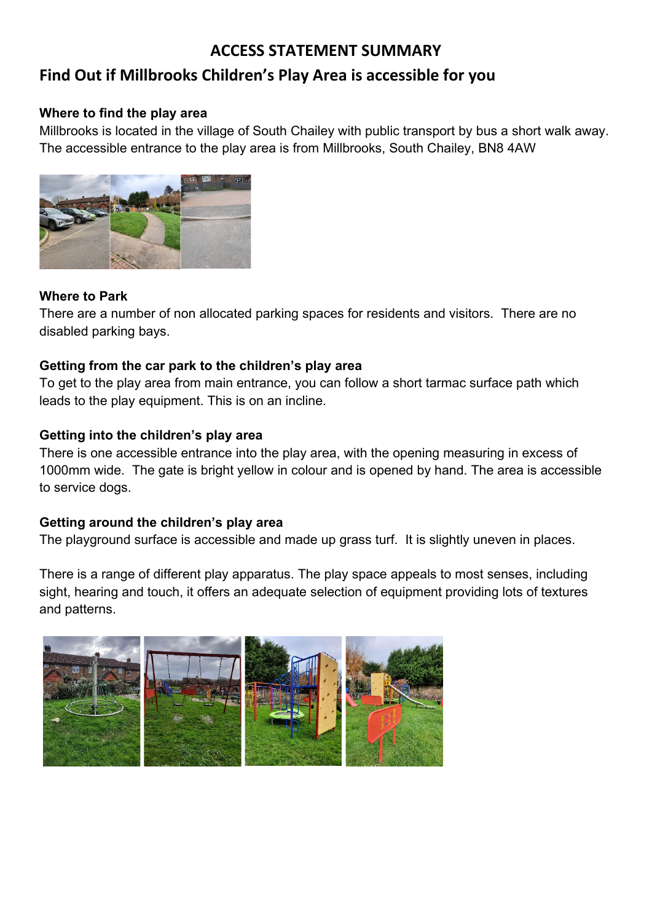# ACCESS STATEMENT SUMMARY

## Find Out if Millbrooks Children's Play Area is accessible for you

### Where to find the play area

Millbrooks is located in the village of South Chailey with public transport by bus a short walk away. The accessible entrance to the play area is from Millbrooks, South Chailey, BN8 4AW

### Where to Park

There are a number of non allocated parking spaces for residents and visitors. There are no disabled parking bays.

### Getting from the car park to the children's play area

To get to the play area from main entrance, you can follow a short tarmac surface path which leads to the play equipment. This is on an incline.

### Getting into the children's play area

There is one accessible entrance into the play area, with the opening measuring in excess of 1000mm wide. The gate is bright yellow in colour and is opened by hand. The area is accessible to service dogs.

### Getting around the children's play area

The playground surface is accessible and made up grass turf. It is slightly uneven in places.

There is a range of different play apparatus. The play space appeals to most senses, including sight, hearing and touch, it offers an adequate selection of equipment providing lots of textures and patterns.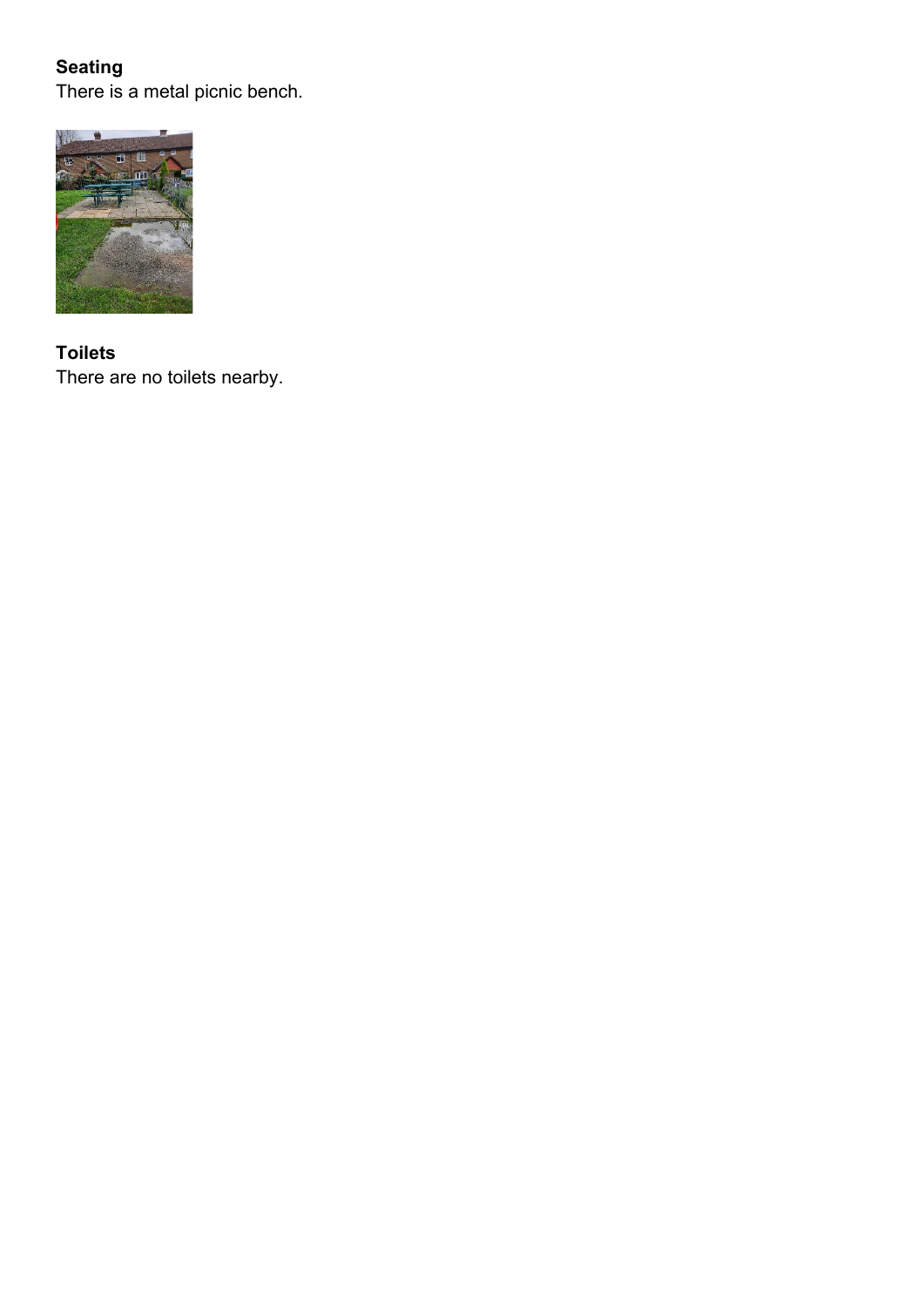**Seating**

There is a metal picnic bench.

**Toilets**

There are no toilets nearby.